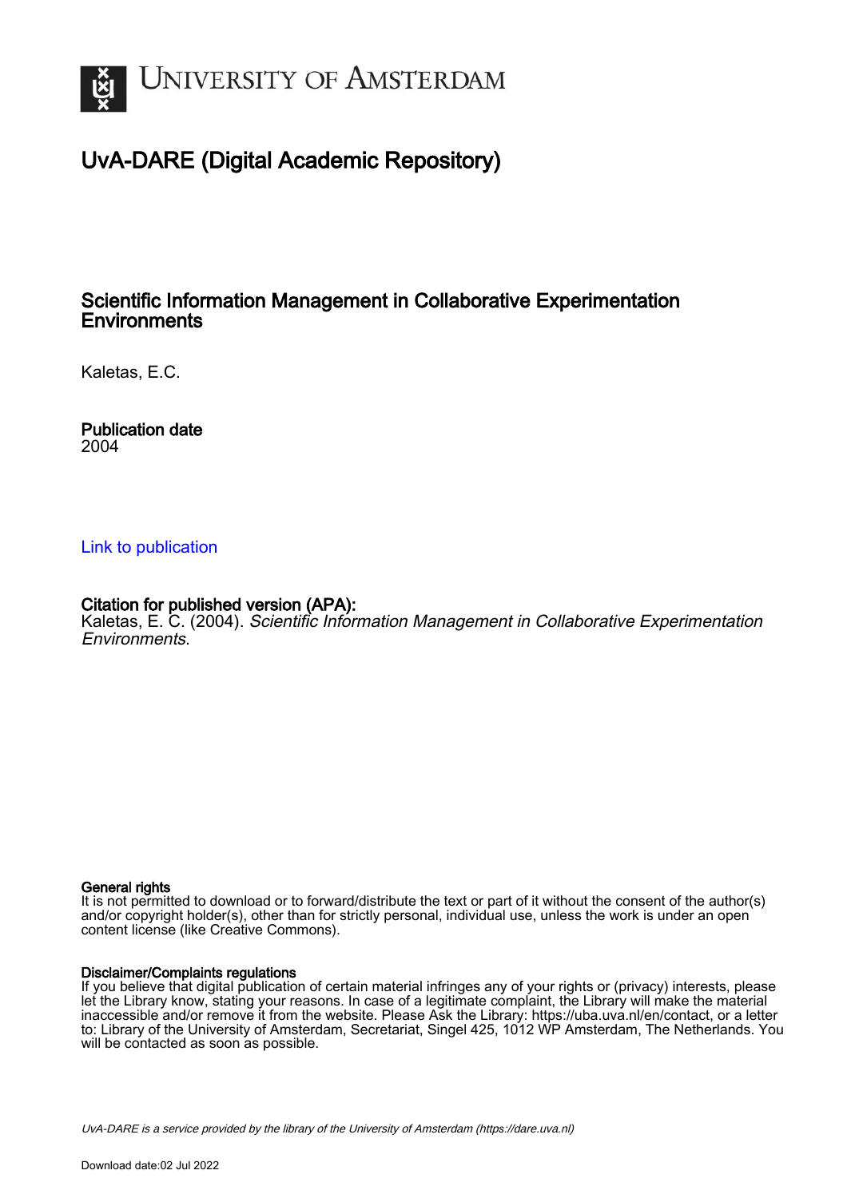# UvA-DARE (Digital Academic Repository)

## Scientific Information Management in Collaborative Experimentation Environments

Kaletas, E.C.

**Publication date**
2004

Link to publication

**Citation for published version (APA):**
Kaletas, E. C. (2004). *Scientific Information Management in Collaborative Experimentation Environments*.

**General rights**
It is not permitted to download or to forward/distribute the text or part of it without the consent of the author(s) and/or copyright holder(s), other than for strictly personal, individual use, unless the work is under an open content license (like Creative Commons).

**Disclaimer/Complaints regulations**
If you believe that digital publication of certain material infringes any of your rights or (privacy) interests, please let the Library know, stating your reasons. In case of a legitimate complaint, the Library will make the material inaccessible and/or remove it from the website. Please Ask the Library: https://uba.uva.nl/en/contact, or a letter to: Library of the University of Amsterdam, Secretariat, Singel 425, 1012 WP Amsterdam, The Netherlands. You will be contacted as soon as possible.

*UvA-DARE is a service provided by the library of the University of Amsterdam (https://dare.uva.nl)*

Download date:02 Jul 2022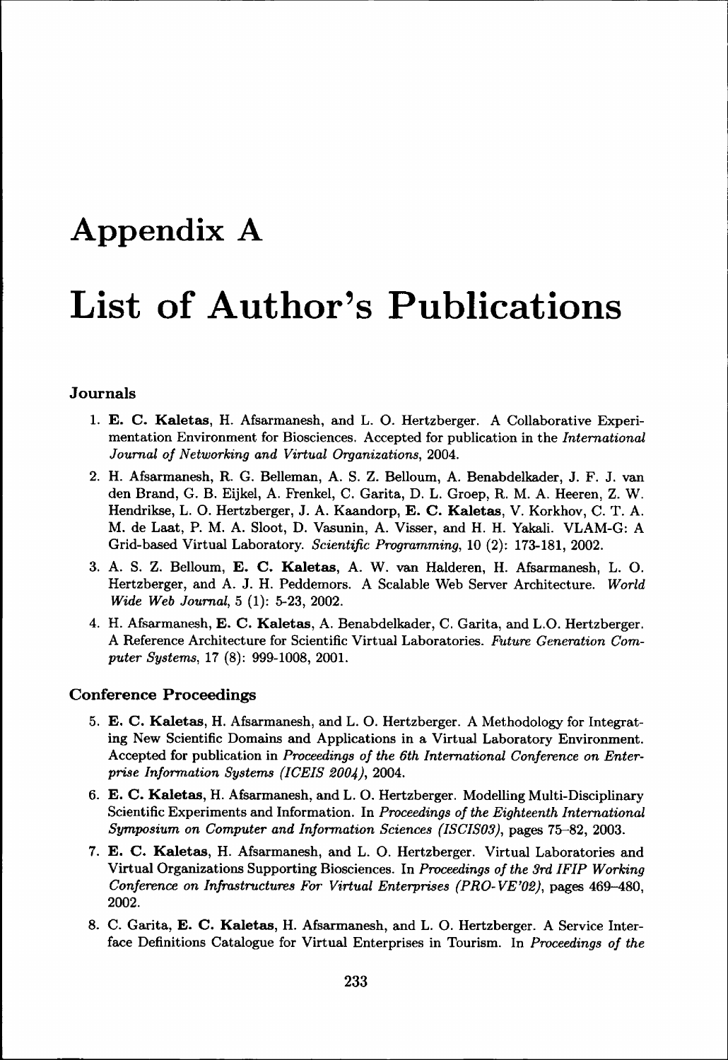# Appendix A

# List of Author's Publications

### Journals

1. **E. C. Kaletas**, H. Afsarmanesh, and L. O. Hertzberger. A Collaborative Experimentation Environment for Biosciences. Accepted for publication in the *International Journal of Networking and Virtual Organizations*, 2004.
2. H. Afsarmanesh, R. G. Belleman, A. S. Z. Belloum, A. Benabdelkader, J. F. J. van den Brand, G. B. Eijkel, A. Frenkel, C. Garita, D. L. Groep, R. M. A. Heeren, Z. W. Hendrikse, L. O. Hertzberger, J. A. Kaandorp, **E. C. Kaletas**, V. Korkhov, C. T. A. M. de Laat, P. M. A. Sloot, D. Vasunin, A. Visser, and H. H. Yakali. VLAM-G: A Grid-based Virtual Laboratory. *Scientific Programming*, 10 (2): 173-181, 2002.
3. A. S. Z. Belloum, **E. C. Kaletas**, A. W. van Halderen, H. Afsarmanesh, L. O. Hertzberger, and A. J. H. Peddemors. A Scalable Web Server Architecture. *World Wide Web Journal*, 5 (1): 5-23, 2002.
4. H. Afsarmanesh, **E. C. Kaletas**, A. Benabdelkader, C. Garita, and L.O. Hertzberger. A Reference Architecture for Scientific Virtual Laboratories. *Future Generation Computer Systems*, 17 (8): 999-1008, 2001.

### Conference Proceedings

5. **E. C. Kaletas**, H. Afsarmanesh, and L. O. Hertzberger. A Methodology for Integrating New Scientific Domains and Applications in a Virtual Laboratory Environment. Accepted for publication in *Proceedings of the 6th International Conference on Enterprise Information Systems (ICEIS 2004)*, 2004.
6. **E. C. Kaletas**, H. Afsarmanesh, and L. O. Hertzberger. Modelling Multi-Disciplinary Scientific Experiments and Information. In *Proceedings of the Eighteenth International Symposium on Computer and Information Sciences (ISCIS03)*, pages 75–82, 2003.
7. **E. C. Kaletas**, H. Afsarmanesh, and L. O. Hertzberger. Virtual Laboratories and Virtual Organizations Supporting Biosciences. In *Proceedings of the 3rd IFIP Working Conference on Infrastructures For Virtual Enterprises (PRO-VE'02)*, pages 469–480, 2002.
8. C. Garita, **E. C. Kaletas**, H. Afsarmanesh, and L. O. Hertzberger. A Service Interface Definitions Catalogue for Virtual Enterprises in Tourism. In *Proceedings of the*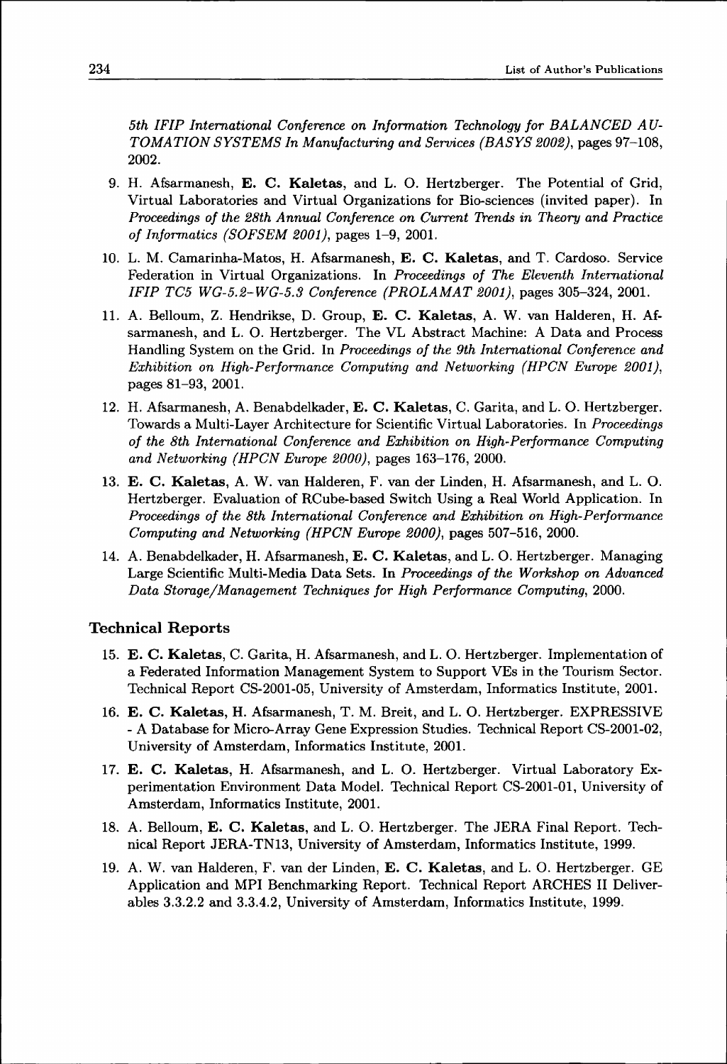*5th IFIP International Conference on Information Technology for BALANCED AUTOMATION SYSTEMS In Manufacturing and Services (BASYS 2002)*, pages 97–108, 2002.

9. H. Afsarmanesh, **E. C. Kaletas**, and L. O. Hertzberger. The Potential of Grid, Virtual Laboratories and Virtual Organizations for Bio-sciences (invited paper). In *Proceedings of the 28th Annual Conference on Current Trends in Theory and Practice of Informatics (SOFSEM 2001)*, pages 1–9, 2001.

10. L. M. Camarinha-Matos, H. Afsarmanesh, **E. C. Kaletas**, and T. Cardoso. Service Federation in Virtual Organizations. In *Proceedings of The Eleventh International IFIP TC5 WG-5.2-WG-5.3 Conference (PROLAMAT 2001)*, pages 305–324, 2001.

11. A. Belloum, Z. Hendrikse, D. Group, **E. C. Kaletas**, A. W. van Halderen, H. Afsarmanesh, and L. O. Hertzberger. The VL Abstract Machine: A Data and Process Handling System on the Grid. In *Proceedings of the 9th International Conference and Exhibition on High-Performance Computing and Networking (HPCN Europe 2001)*, pages 81–93, 2001.

12. H. Afsarmanesh, A. Benabdelkader, **E. C. Kaletas**, C. Garita, and L. O. Hertzberger. Towards a Multi-Layer Architecture for Scientific Virtual Laboratories. In *Proceedings of the 8th International Conference and Exhibition on High-Performance Computing and Networking (HPCN Europe 2000)*, pages 163–176, 2000.

13. **E. C. Kaletas**, A. W. van Halderen, F. van der Linden, H. Afsarmanesh, and L. O. Hertzberger. Evaluation of RCube-based Switch Using a Real World Application. In *Proceedings of the 8th International Conference and Exhibition on High-Performance Computing and Networking (HPCN Europe 2000)*, pages 507–516, 2000.

14. A. Benabdelkader, H. Afsarmanesh, **E. C. Kaletas**, and L. O. Hertzberger. Managing Large Scientific Multi-Media Data Sets. In *Proceedings of the Workshop on Advanced Data Storage/Management Techniques for High Performance Computing*, 2000.

### Technical Reports

15. **E. C. Kaletas**, C. Garita, H. Afsarmanesh, and L. O. Hertzberger. Implementation of a Federated Information Management System to Support VEs in the Tourism Sector. Technical Report CS-2001-05, University of Amsterdam, Informatics Institute, 2001.

16. **E. C. Kaletas**, H. Afsarmanesh, T. M. Breit, and L. O. Hertzberger. EXPRESSIVE - A Database for Micro-Array Gene Expression Studies. Technical Report CS-2001-02, University of Amsterdam, Informatics Institute, 2001.

17. **E. C. Kaletas**, H. Afsarmanesh, and L. O. Hertzberger. Virtual Laboratory Experimentation Environment Data Model. Technical Report CS-2001-01, University of Amsterdam, Informatics Institute, 2001.

18. A. Belloum, **E. C. Kaletas**, and L. O. Hertzberger. The JERA Final Report. Technical Report JERA-TN13, University of Amsterdam, Informatics Institute, 1999.

19. A. W. van Halderen, F. van der Linden, **E. C. Kaletas**, and L. O. Hertzberger. GE Application and MPI Benchmarking Report. Technical Report ARCHES II Deliverables 3.3.2.2 and 3.3.4.2, University of Amsterdam, Informatics Institute, 1999.